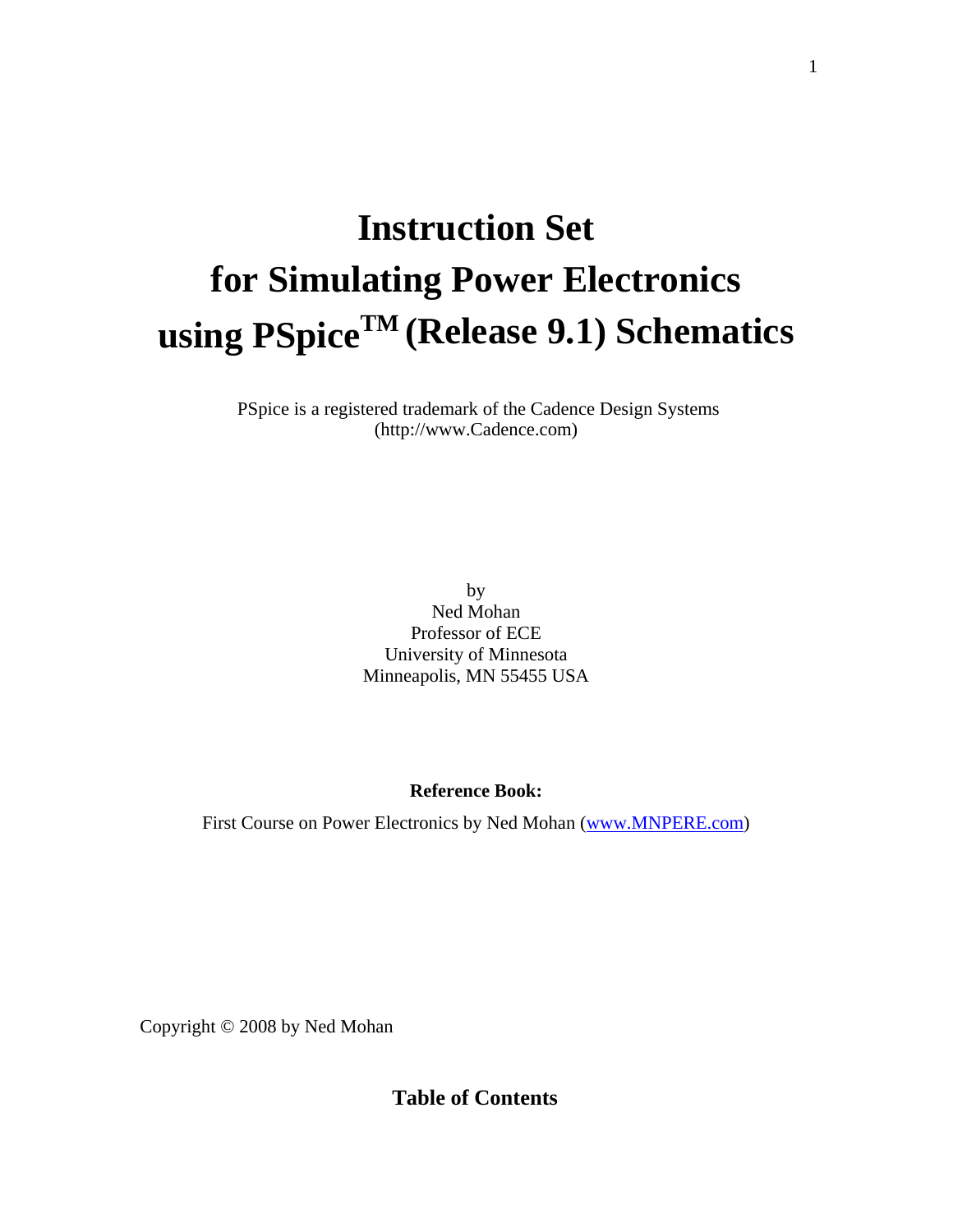# Instruction Set for Simulating Power Electronics using PSpice[TM] (Release 9.1) Schematics

PSpice is a registered trademark of the Cadence Design Systems (http://www.Cadence.com)

by  
Ned Mohan  
Professor of ECE  
University of Minnesota  
Minneapolis, MN 55455 USA

**Reference Book:**

First Course on Power Electronics by Ned Mohan (www.MNPERE.com)

Copyright © 2008 by Ned Mohan

## Table of Contents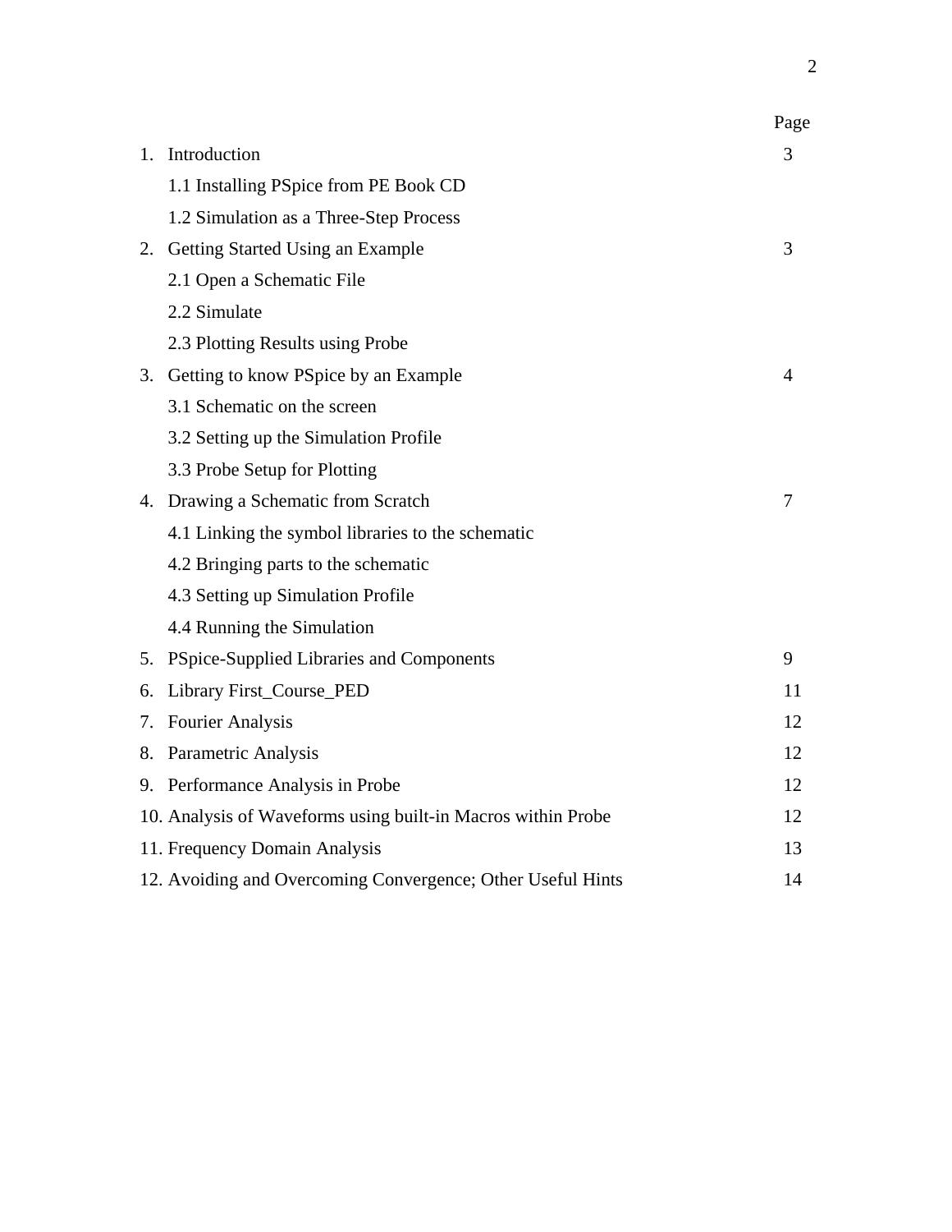| | Page |
|---|---|
| 1. Introduction | 3 |
| 1.1 Installing PSpice from PE Book CD | |
| 1.2 Simulation as a Three-Step Process | |
| 2. Getting Started Using an Example | 3 |
| 2.1 Open a Schematic File | |
| 2.2 Simulate | |
| 2.3 Plotting Results using Probe | |
| 3. Getting to know PSpice by an Example | 4 |
| 3.1 Schematic on the screen | |
| 3.2 Setting up the Simulation Profile | |
| 3.3 Probe Setup for Plotting | |
| 4. Drawing a Schematic from Scratch | 7 |
| 4.1 Linking the symbol libraries to the schematic | |
| 4.2 Bringing parts to the schematic | |
| 4.3 Setting up Simulation Profile | |
| 4.4 Running the Simulation | |
| 5. PSpice-Supplied Libraries and Components | 9 |
| 6. Library First_Course_PED | 11 |
| 7. Fourier Analysis | 12 |
| 8. Parametric Analysis | 12 |
| 9. Performance Analysis in Probe | 12 |
| 10. Analysis of Waveforms using built-in Macros within Probe | 12 |
| 11. Frequency Domain Analysis | 13 |
| 12. Avoiding and Overcoming Convergence; Other Useful Hints | 14 |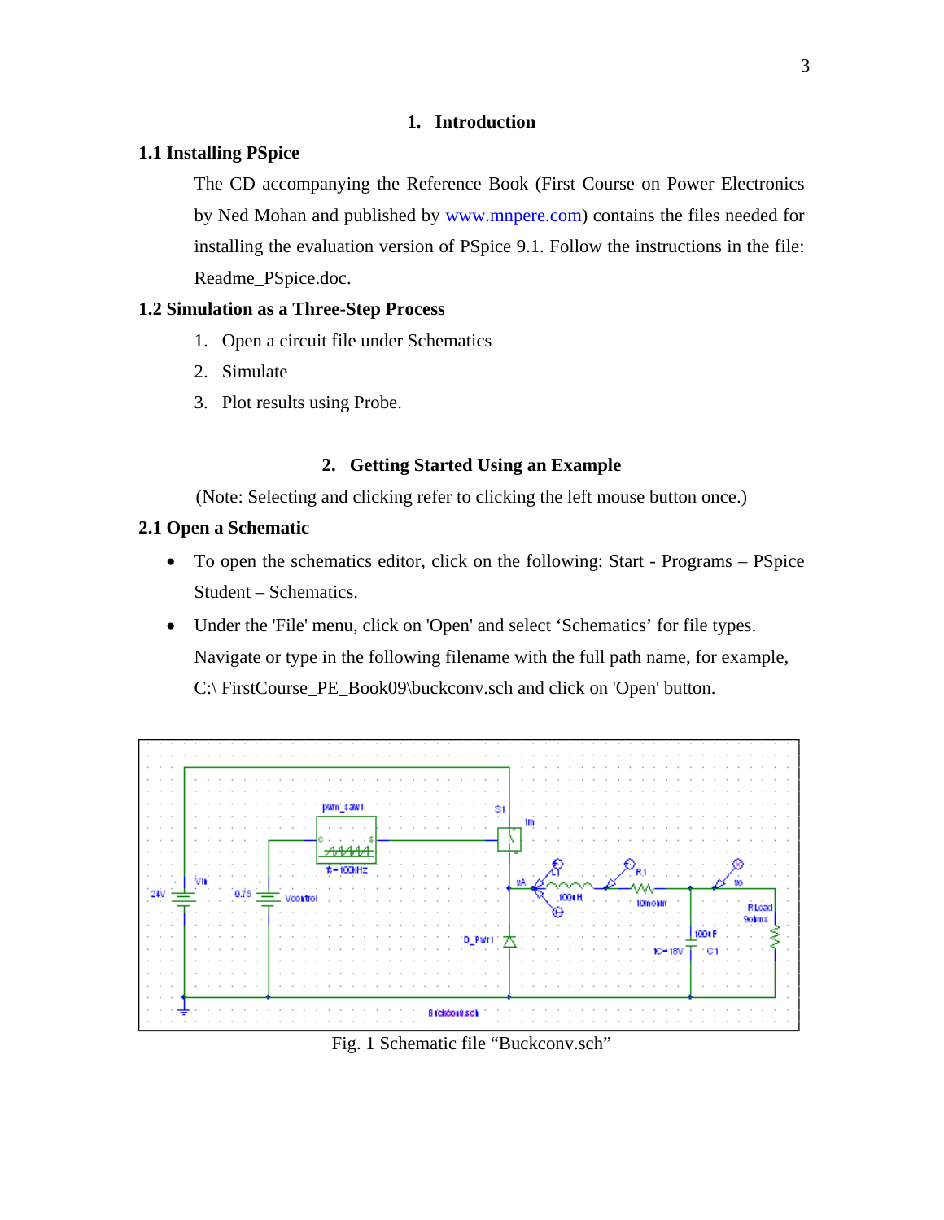# 1. Introduction

## 1.1 Installing PSpice

The CD accompanying the Reference Book (First Course on Power Electronics by Ned Mohan and published by www.mnpere.com) contains the files needed for installing the evaluation version of PSpice 9.1. Follow the instructions in the file: Readme_PSpice.doc.

## 1.2 Simulation as a Three-Step Process

1. Open a circuit file under Schematics
2. Simulate
3. Plot results using Probe.

# 2. Getting Started Using an Example

(Note: Selecting and clicking refer to clicking the left mouse button once.)

## 2.1 Open a Schematic

- To open the schematics editor, click on the following: Start - Programs – PSpice Student – Schematics.
- Under the 'File' menu, click on 'Open' and select 'Schematics' for file types. Navigate or type in the following filename with the full path name, for example, C:\ FirstCourse_PE_Book09\buckconv.sch and click on 'Open' button.

Fig. 1 Schematic file "Buckconv.sch"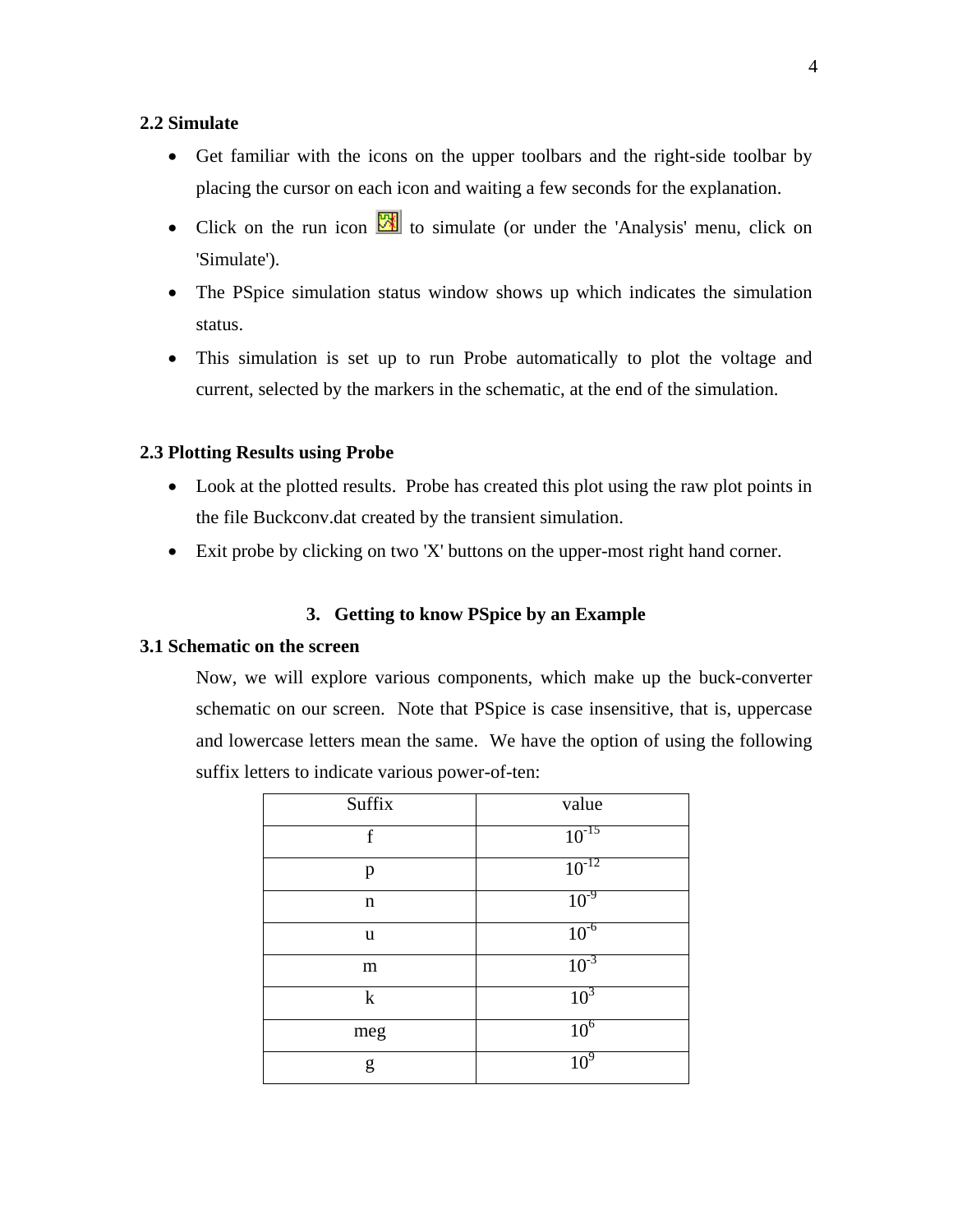### 2.2 Simulate

- Get familiar with the icons on the upper toolbars and the right-side toolbar by placing the cursor on each icon and waiting a few seconds for the explanation.
- Click on the run icon to simulate (or under the 'Analysis' menu, click on 'Simulate').
- The PSpice simulation status window shows up which indicates the simulation status.
- This simulation is set up to run Probe automatically to plot the voltage and current, selected by the markers in the schematic, at the end of the simulation.

### 2.3 Plotting Results using Probe

- Look at the plotted results. Probe has created this plot using the raw plot points in the file Buckconv.dat created by the transient simulation.
- Exit probe by clicking on two 'X' buttons on the upper-most right hand corner.

## 3. Getting to know PSpice by an Example

### 3.1 Schematic on the screen

Now, we will explore various components, which make up the buck-converter schematic on our screen. Note that PSpice is case insensitive, that is, uppercase and lowercase letters mean the same. We have the option of using the following suffix letters to indicate various power-of-ten:

| Suffix | value |
|---|---|
| f | $10^{-15}$ |
| p | $10^{-12}$ |
| n | $10^{-9}$ |
| u | $10^{-6}$ |
| m | $10^{-3}$ |
| k | $10^{3}$ |
| meg | $10^{6}$ |
| g | $10^{9}$ |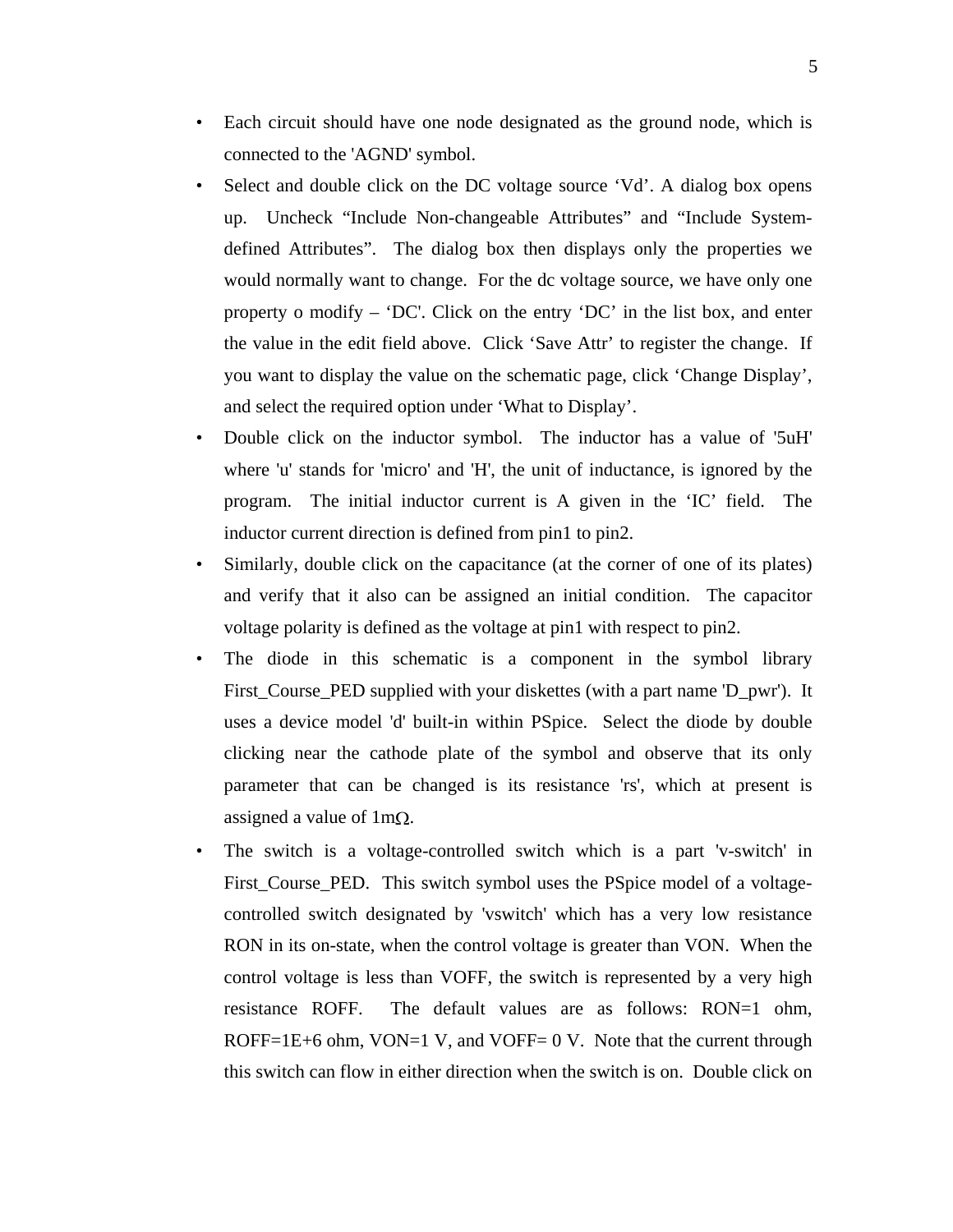- Each circuit should have one node designated as the ground node, which is connected to the 'AGND' symbol.
- Select and double click on the DC voltage source ‘Vd’. A dialog box opens up. Uncheck “Include Non-changeable Attributes” and “Include System-defined Attributes”. The dialog box then displays only the properties we would normally want to change. For the dc voltage source, we have only one property o modify – ‘DC'. Click on the entry ‘DC’ in the list box, and enter the value in the edit field above. Click ‘Save Attr’ to register the change. If you want to display the value on the schematic page, click ‘Change Display’, and select the required option under ‘What to Display’.
- Double click on the inductor symbol. The inductor has a value of '5uH' where 'u' stands for 'micro' and 'H', the unit of inductance, is ignored by the program. The initial inductor current is A given in the ‘IC’ field. The inductor current direction is defined from pin1 to pin2.
- Similarly, double click on the capacitance (at the corner of one of its plates) and verify that it also can be assigned an initial condition. The capacitor voltage polarity is defined as the voltage at pin1 with respect to pin2.
- The diode in this schematic is a component in the symbol library First_Course_PED supplied with your diskettes (with a part name 'D_pwr'). It uses a device model 'd' built-in within PSpice. Select the diode by double clicking near the cathode plate of the symbol and observe that its only parameter that can be changed is its resistance 'rs', which at present is assigned a value of 1mΩ.
- The switch is a voltage-controlled switch which is a part 'v-switch' in First_Course_PED. This switch symbol uses the PSpice model of a voltage-controlled switch designated by 'vswitch' which has a very low resistance RON in its on-state, when the control voltage is greater than VON. When the control voltage is less than VOFF, the switch is represented by a very high resistance ROFF. The default values are as follows: RON=1 ohm, ROFF=1E+6 ohm, VON=1 V, and VOFF= 0 V. Note that the current through this switch can flow in either direction when the switch is on. Double click on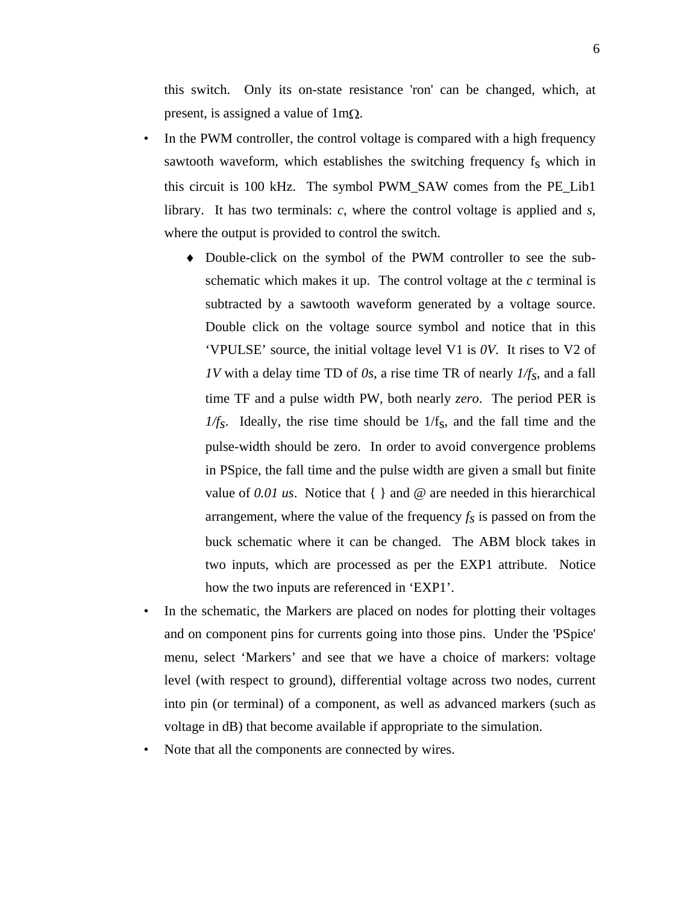this switch. Only its on-state resistance 'ron' can be changed, which, at present, is assigned a value of 1mΩ.

- In the PWM controller, the control voltage is compared with a high frequency sawtooth waveform, which establishes the switching frequency $f_S$ which in this circuit is 100 kHz. The symbol PWM_SAW comes from the PE_Lib1 library. It has two terminals: *c*, where the control voltage is applied and *s*, where the output is provided to control the switch.
  - Double-click on the symbol of the PWM controller to see the sub-schematic which makes it up. The control voltage at the *c* terminal is subtracted by a sawtooth waveform generated by a voltage source. Double click on the voltage source symbol and notice that in this 'VPULSE' source, the initial voltage level V1 is *0V*. It rises to V2 of *1V* with a delay time TD of *0s*, a rise time TR of nearly $1/f_S$, and a fall time TF and a pulse width PW, both nearly *zero*. The period PER is $1/f_S$. Ideally, the rise time should be $1/f_S$, and the fall time and the pulse-width should be zero. In order to avoid convergence problems in PSpice, the fall time and the pulse width are given a small but finite value of *0.01 us*. Notice that { } and @ are needed in this hierarchical arrangement, where the value of the frequency $f_S$ is passed on from the buck schematic where it can be changed. The ABM block takes in two inputs, which are processed as per the EXP1 attribute. Notice how the two inputs are referenced in 'EXP1'.
- In the schematic, the Markers are placed on nodes for plotting their voltages and on component pins for currents going into those pins. Under the 'PSpice' menu, select 'Markers' and see that we have a choice of markers: voltage level (with respect to ground), differential voltage across two nodes, current into pin (or terminal) of a component, as well as advanced markers (such as voltage in dB) that become available if appropriate to the simulation.
- Note that all the components are connected by wires.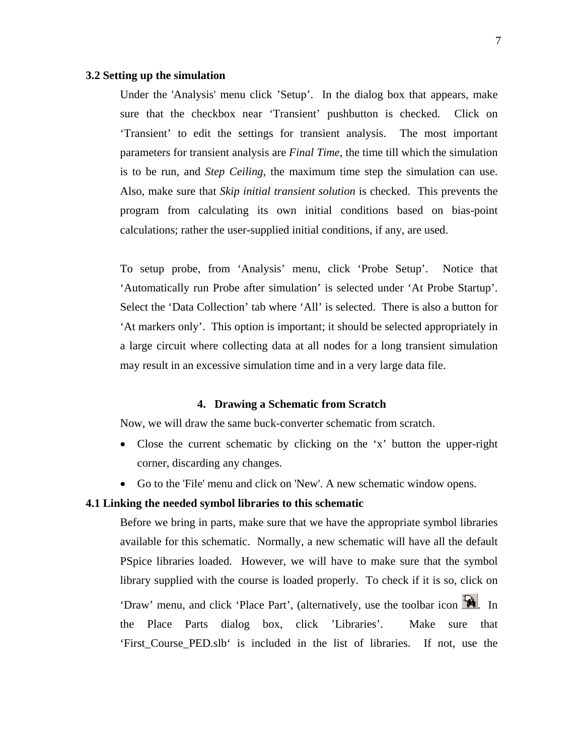### 3.2 Setting up the simulation

Under the 'Analysis' menu click 'Setup'. In the dialog box that appears, make sure that the checkbox near 'Transient' pushbutton is checked. Click on 'Transient' to edit the settings for transient analysis. The most important parameters for transient analysis are *Final Time*, the time till which the simulation is to be run, and *Step Ceiling*, the maximum time step the simulation can use. Also, make sure that *Skip initial transient solution* is checked. This prevents the program from calculating its own initial conditions based on bias-point calculations; rather the user-supplied initial conditions, if any, are used.

To setup probe, from 'Analysis' menu, click 'Probe Setup'. Notice that 'Automatically run Probe after simulation' is selected under 'At Probe Startup'. Select the 'Data Collection' tab where 'All' is selected. There is also a button for 'At markers only'. This option is important; it should be selected appropriately in a large circuit where collecting data at all nodes for a long transient simulation may result in an excessive simulation time and in a very large data file.

## 4. Drawing a Schematic from Scratch

Now, we will draw the same buck-converter schematic from scratch.

- Close the current schematic by clicking on the 'x' button the upper-right corner, discarding any changes.
- Go to the 'File' menu and click on 'New'. A new schematic window opens.

### 4.1 Linking the needed symbol libraries to this schematic

Before we bring in parts, make sure that we have the appropriate symbol libraries available for this schematic. Normally, a new schematic will have all the default PSpice libraries loaded. However, we will have to make sure that the symbol library supplied with the course is loaded properly. To check if it is so, click on 'Draw' menu, and click 'Place Part', (alternatively, use the toolbar icon). In the Place Parts dialog box, click 'Libraries'. Make sure that 'First_Course_PED.slb' is included in the list of libraries. If not, use the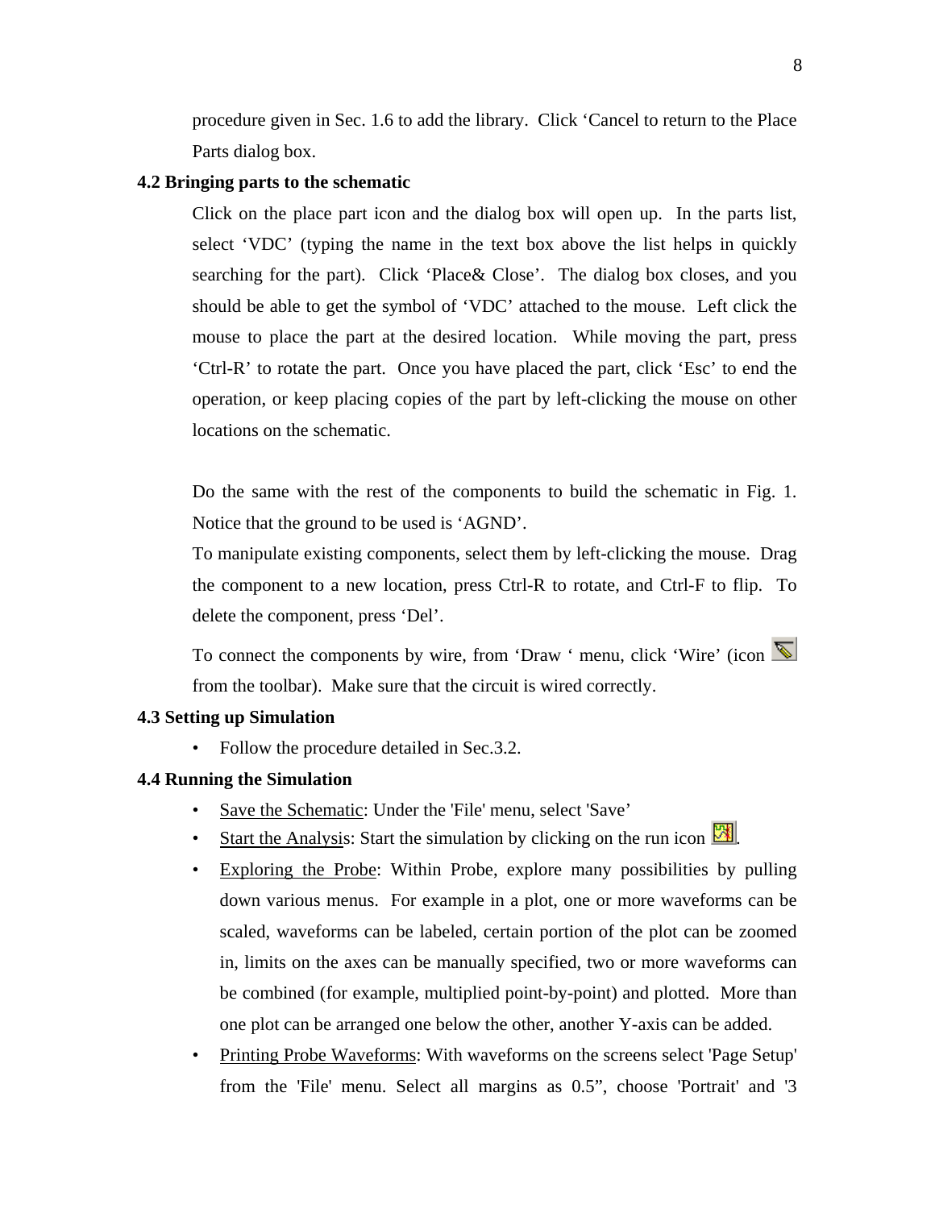procedure given in Sec. 1.6 to add the library. Click ‘Cancel to return to the Place Parts dialog box.

### 4.2 Bringing parts to the schematic

Click on the place part icon and the dialog box will open up. In the parts list, select ‘VDC’ (typing the name in the text box above the list helps in quickly searching for the part). Click ‘Place& Close’. The dialog box closes, and you should be able to get the symbol of ‘VDC’ attached to the mouse. Left click the mouse to place the part at the desired location. While moving the part, press ‘Ctrl-R’ to rotate the part. Once you have placed the part, click ‘Esc’ to end the operation, or keep placing copies of the part by left-clicking the mouse on other locations on the schematic.

Do the same with the rest of the components to build the schematic in Fig. 1. Notice that the ground to be used is ‘AGND’.

To manipulate existing components, select them by left-clicking the mouse. Drag the component to a new location, press Ctrl-R to rotate, and Ctrl-F to flip. To delete the component, press ‘Del’.

To connect the components by wire, from ‘Draw ‘ menu, click ‘Wire’ (icon from the toolbar). Make sure that the circuit is wired correctly.

### 4.3 Setting up Simulation

- Follow the procedure detailed in Sec.3.2.

### 4.4 Running the Simulation

- Save the Schematic: Under the 'File' menu, select 'Save’
- Start the Analysis: Start the simulation by clicking on the run icon .
- Exploring the Probe: Within Probe, explore many possibilities by pulling down various menus. For example in a plot, one or more waveforms can be scaled, waveforms can be labeled, certain portion of the plot can be zoomed in, limits on the axes can be manually specified, two or more waveforms can be combined (for example, multiplied point-by-point) and plotted. More than one plot can be arranged one below the other, another Y-axis can be added.
- Printing Probe Waveforms: With waveforms on the screens select 'Page Setup' from the 'File' menu. Select all margins as 0.5”, choose 'Portrait' and '3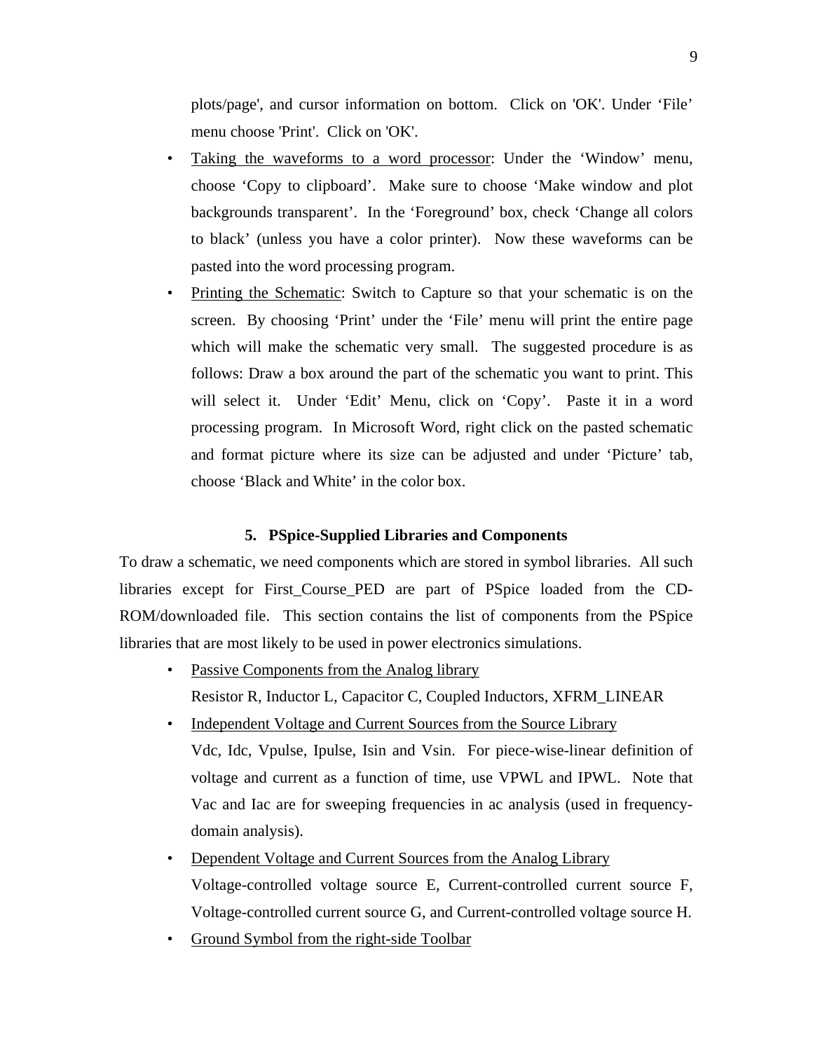plots/page', and cursor information on bottom. Click on 'OK'. Under 'File' menu choose 'Print'. Click on 'OK'.

- Taking the waveforms to a word processor: Under the 'Window' menu, choose 'Copy to clipboard'. Make sure to choose 'Make window and plot backgrounds transparent'. In the 'Foreground' box, check 'Change all colors to black' (unless you have a color printer). Now these waveforms can be pasted into the word processing program.
- Printing the Schematic: Switch to Capture so that your schematic is on the screen. By choosing 'Print' under the 'File' menu will print the entire page which will make the schematic very small. The suggested procedure is as follows: Draw a box around the part of the schematic you want to print. This will select it. Under 'Edit' Menu, click on 'Copy'. Paste it in a word processing program. In Microsoft Word, right click on the pasted schematic and format picture where its size can be adjusted and under 'Picture' tab, choose 'Black and White' in the color box.

## 5. PSpice-Supplied Libraries and Components

To draw a schematic, we need components which are stored in symbol libraries. All such libraries except for First_Course_PED are part of PSpice loaded from the CD-ROM/downloaded file. This section contains the list of components from the PSpice libraries that are most likely to be used in power electronics simulations.

- Passive Components from the Analog library

  Resistor R, Inductor L, Capacitor C, Coupled Inductors, XFRM_LINEAR
- Independent Voltage and Current Sources from the Source Library

  Vdc, Idc, Vpulse, Ipulse, Isin and Vsin. For piece-wise-linear definition of voltage and current as a function of time, use VPWL and IPWL. Note that Vac and Iac are for sweeping frequencies in ac analysis (used in frequency-domain analysis).
- Dependent Voltage and Current Sources from the Analog Library

  Voltage-controlled voltage source E, Current-controlled current source F, Voltage-controlled current source G, and Current-controlled voltage source H.
- Ground Symbol from the right-side Toolbar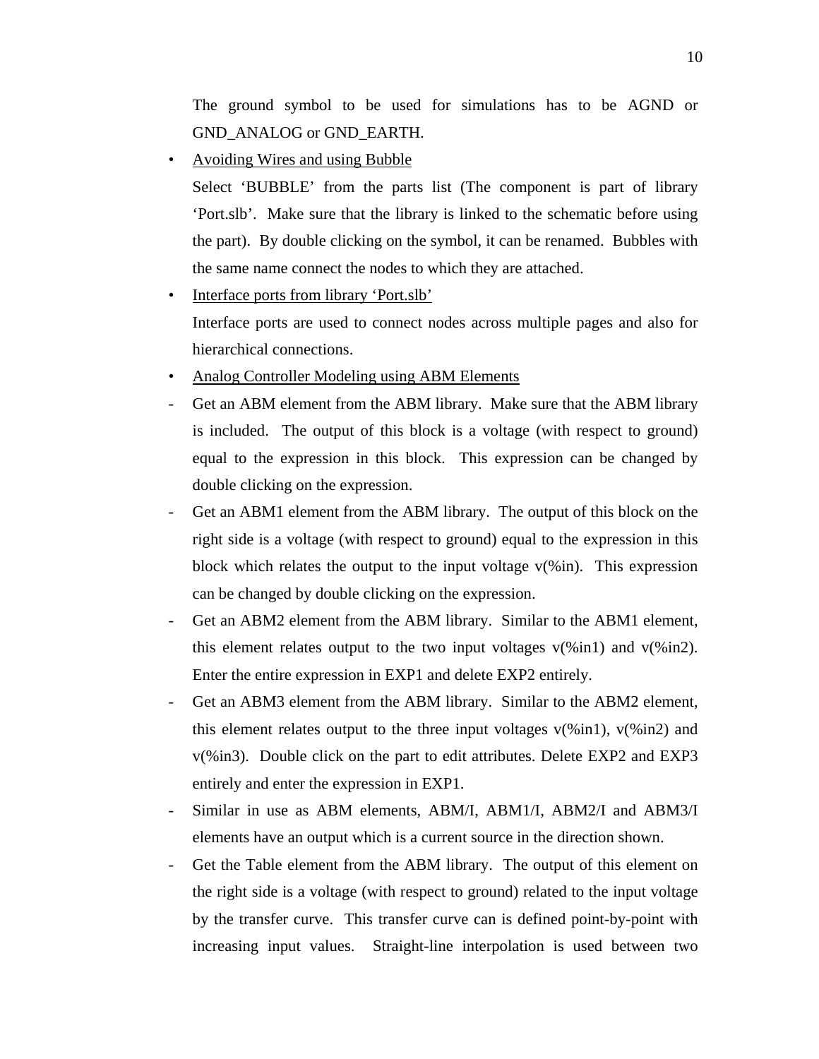The ground symbol to be used for simulations has to be AGND or GND_ANALOG or GND_EARTH.

- <u>Avoiding Wires and using Bubble</u>

  Select 'BUBBLE' from the parts list (The component is part of library 'Port.slb'. Make sure that the library is linked to the schematic before using the part). By double clicking on the symbol, it can be renamed. Bubbles with the same name connect the nodes to which they are attached.

- <u>Interface ports from library 'Port.slb'</u>

  Interface ports are used to connect nodes across multiple pages and also for hierarchical connections.

- <u>Analog Controller Modeling using ABM Elements</u>

- Get an ABM element from the ABM library. Make sure that the ABM library is included. The output of this block is a voltage (with respect to ground) equal to the expression in this block. This expression can be changed by double clicking on the expression.
- Get an ABM1 element from the ABM library. The output of this block on the right side is a voltage (with respect to ground) equal to the expression in this block which relates the output to the input voltage v(%in). This expression can be changed by double clicking on the expression.
- Get an ABM2 element from the ABM library. Similar to the ABM1 element, this element relates output to the two input voltages v(%in1) and v(%in2). Enter the entire expression in EXP1 and delete EXP2 entirely.
- Get an ABM3 element from the ABM library. Similar to the ABM2 element, this element relates output to the three input voltages v(%in1), v(%in2) and v(%in3). Double click on the part to edit attributes. Delete EXP2 and EXP3 entirely and enter the expression in EXP1.
- Similar in use as ABM elements, ABM/I, ABM1/I, ABM2/I and ABM3/I elements have an output which is a current source in the direction shown.
- Get the Table element from the ABM library. The output of this element on the right side is a voltage (with respect to ground) related to the input voltage by the transfer curve. This transfer curve can is defined point-by-point with increasing input values. Straight-line interpolation is used between two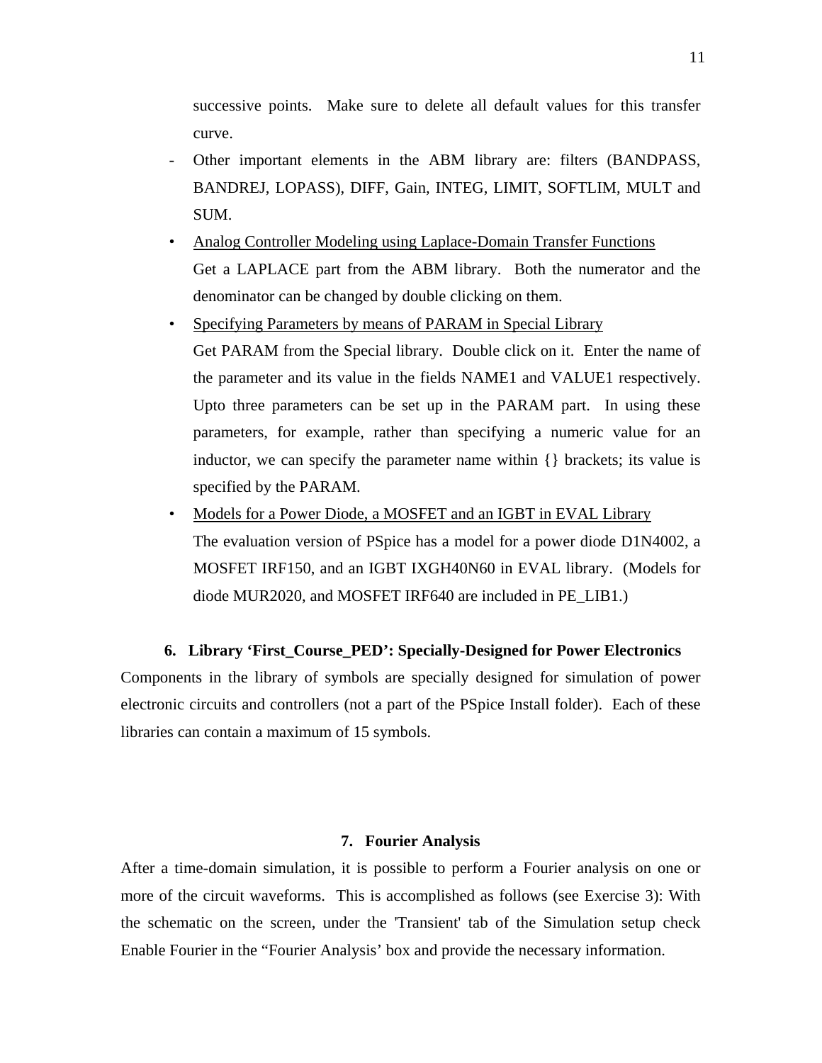successive points. Make sure to delete all default values for this transfer curve.

- Other important elements in the ABM library are: filters (BANDPASS, BANDREJ, LOPASS), DIFF, Gain, INTEG, LIMIT, SOFTLIM, MULT and SUM.

• Analog Controller Modeling using Laplace-Domain Transfer Functions
  Get a LAPLACE part from the ABM library. Both the numerator and the denominator can be changed by double clicking on them.

• Specifying Parameters by means of PARAM in Special Library
  Get PARAM from the Special library. Double click on it. Enter the name of the parameter and its value in the fields NAME1 and VALUE1 respectively. Upto three parameters can be set up in the PARAM part. In using these parameters, for example, rather than specifying a numeric value for an inductor, we can specify the parameter name within {} brackets; its value is specified by the PARAM.

• Models for a Power Diode, a MOSFET and an IGBT in EVAL Library
  The evaluation version of PSpice has a model for a power diode D1N4002, a MOSFET IRF150, and an IGBT IXGH40N60 in EVAL library. (Models for diode MUR2020, and MOSFET IRF640 are included in PE_LIB1.)

## 6. Library 'First_Course_PED': Specially-Designed for Power Electronics

Components in the library of symbols are specially designed for simulation of power electronic circuits and controllers (not a part of the PSpice Install folder). Each of these libraries can contain a maximum of 15 symbols.

## 7. Fourier Analysis

After a time-domain simulation, it is possible to perform a Fourier analysis on one or more of the circuit waveforms. This is accomplished as follows (see Exercise 3): With the schematic on the screen, under the 'Transient' tab of the Simulation setup check Enable Fourier in the "Fourier Analysis' box and provide the necessary information.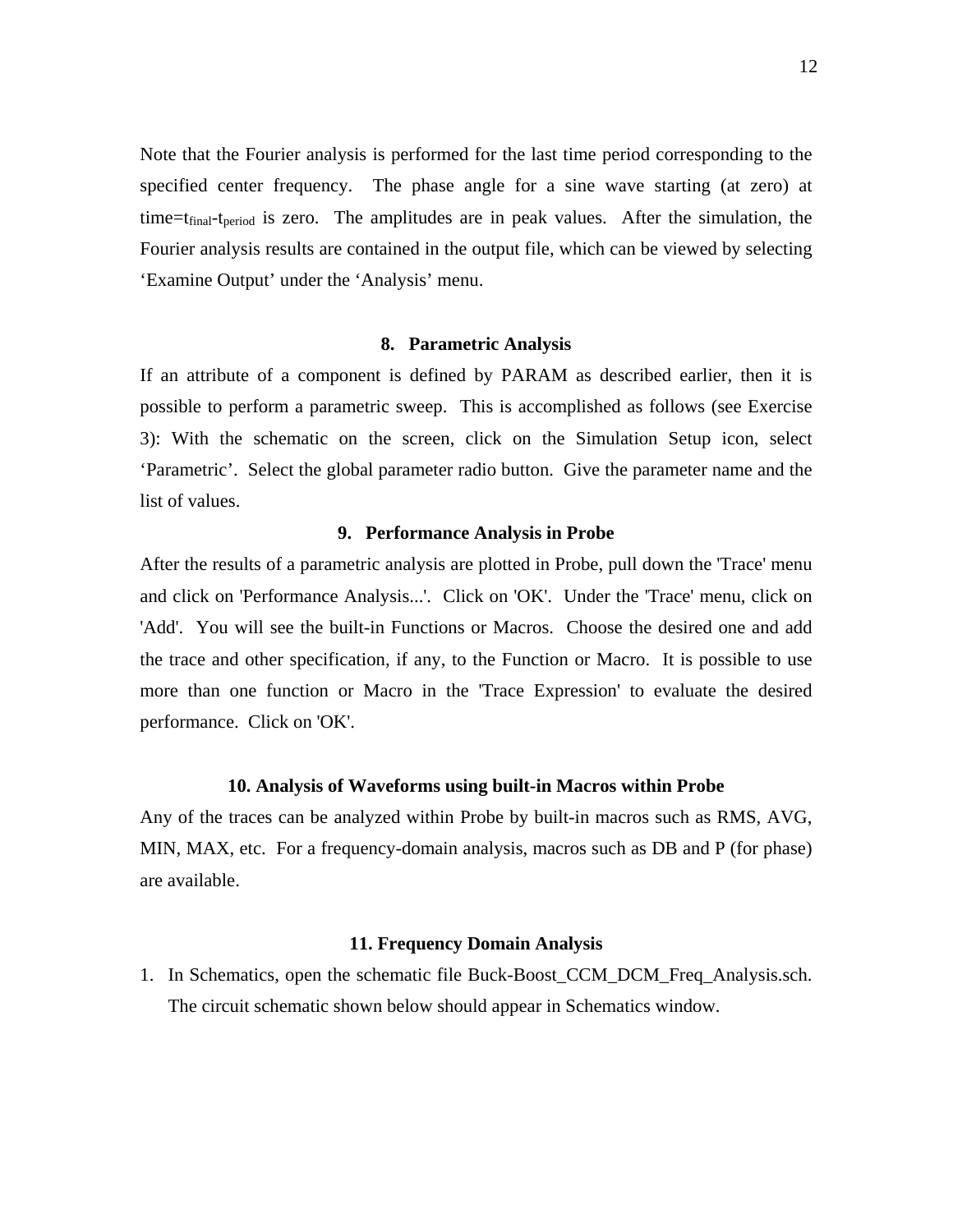Note that the Fourier analysis is performed for the last time period corresponding to the specified center frequency. The phase angle for a sine wave starting (at zero) at time=$t_{final}$-$t_{period}$ is zero. The amplitudes are in peak values. After the simulation, the Fourier analysis results are contained in the output file, which can be viewed by selecting 'Examine Output' under the 'Analysis' menu.

## 8. Parametric Analysis

If an attribute of a component is defined by PARAM as described earlier, then it is possible to perform a parametric sweep. This is accomplished as follows (see Exercise 3): With the schematic on the screen, click on the Simulation Setup icon, select 'Parametric'. Select the global parameter radio button. Give the parameter name and the list of values.

## 9. Performance Analysis in Probe

After the results of a parametric analysis are plotted in Probe, pull down the 'Trace' menu and click on 'Performance Analysis...'. Click on 'OK'. Under the 'Trace' menu, click on 'Add'. You will see the built-in Functions or Macros. Choose the desired one and add the trace and other specification, if any, to the Function or Macro. It is possible to use more than one function or Macro in the 'Trace Expression' to evaluate the desired performance. Click on 'OK'.

## 10. Analysis of Waveforms using built-in Macros within Probe

Any of the traces can be analyzed within Probe by built-in macros such as RMS, AVG, MIN, MAX, etc. For a frequency-domain analysis, macros such as DB and P (for phase) are available.

## 11. Frequency Domain Analysis

1. In Schematics, open the schematic file Buck-Boost_CCM_DCM_Freq_Analysis.sch. The circuit schematic shown below should appear in Schematics window.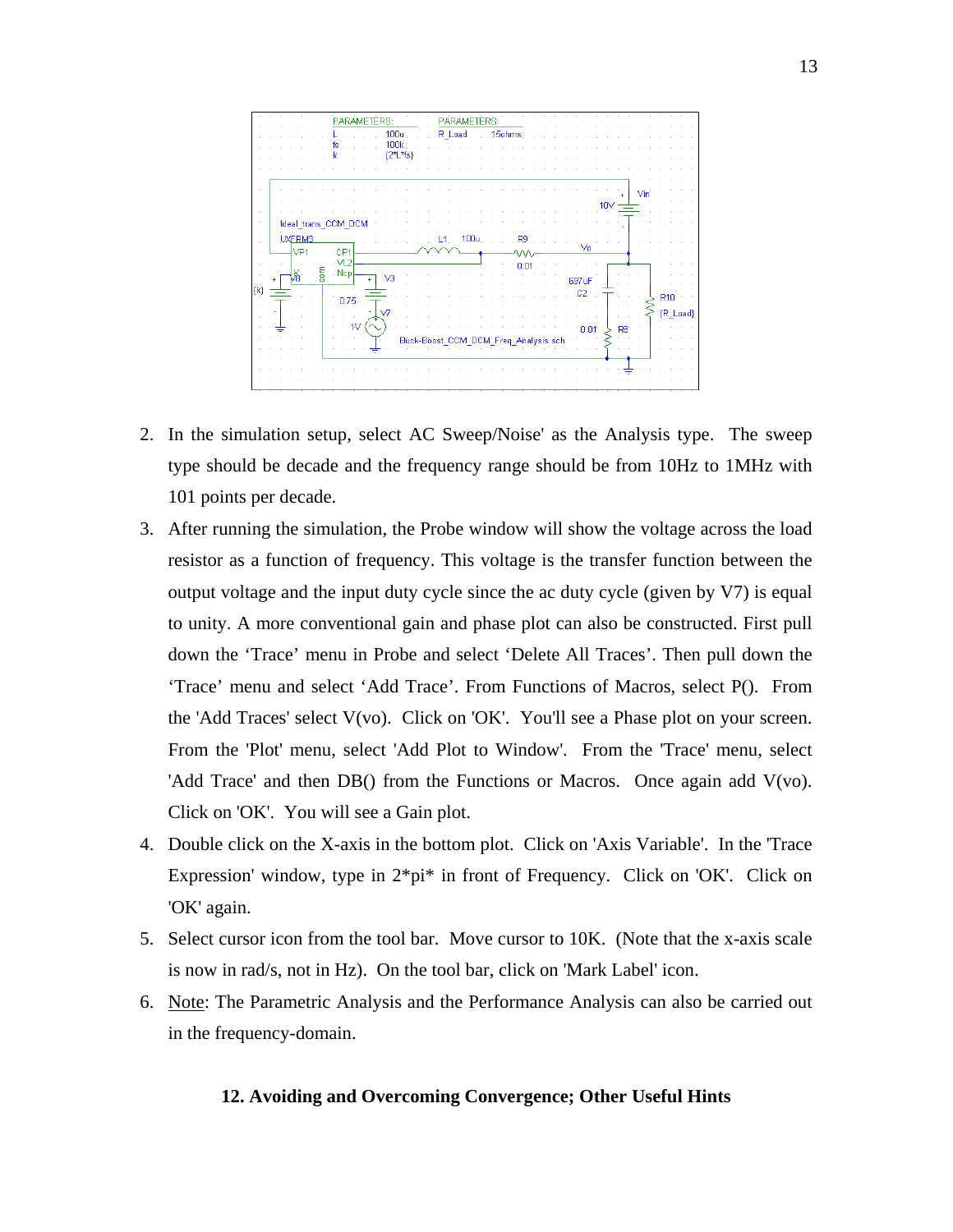2. In the simulation setup, select AC Sweep/Noise' as the Analysis type. The sweep type should be decade and the frequency range should be from 10Hz to 1MHz with 101 points per decade.
3. After running the simulation, the Probe window will show the voltage across the load resistor as a function of frequency. This voltage is the transfer function between the output voltage and the input duty cycle since the ac duty cycle (given by V7) is equal to unity. A more conventional gain and phase plot can also be constructed. First pull down the 'Trace' menu in Probe and select 'Delete All Traces'. Then pull down the 'Trace' menu and select 'Add Trace'. From Functions of Macros, select P(). From the 'Add Traces' select V(vo). Click on 'OK'. You'll see a Phase plot on your screen. From the 'Plot' menu, select 'Add Plot to Window'. From the 'Trace' menu, select 'Add Trace' and then DB() from the Functions or Macros. Once again add V(vo). Click on 'OK'. You will see a Gain plot.
4. Double click on the X-axis in the bottom plot. Click on 'Axis Variable'. In the 'Trace Expression' window, type in 2*pi* in front of Frequency. Click on 'OK'. Click on 'OK' again.
5. Select cursor icon from the tool bar. Move cursor to 10K. (Note that the x-axis scale is now in rad/s, not in Hz). On the tool bar, click on 'Mark Label' icon.
6. Note: The Parametric Analysis and the Performance Analysis can also be carried out in the frequency-domain.

### 12. Avoiding and Overcoming Convergence; Other Useful Hints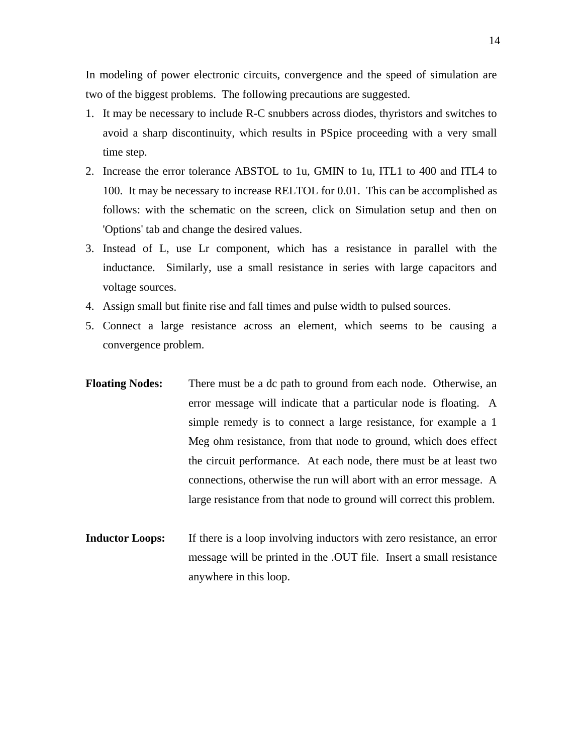In modeling of power electronic circuits, convergence and the speed of simulation are two of the biggest problems. The following precautions are suggested.

1. It may be necessary to include R-C snubbers across diodes, thyristors and switches to avoid a sharp discontinuity, which results in PSpice proceeding with a very small time step.
2. Increase the error tolerance ABSTOL to 1u, GMIN to 1u, ITL1 to 400 and ITL4 to 100. It may be necessary to increase RELTOL for 0.01. This can be accomplished as follows: with the schematic on the screen, click on Simulation setup and then on 'Options' tab and change the desired values.
3. Instead of L, use Lr component, which has a resistance in parallel with the inductance. Similarly, use a small resistance in series with large capacitors and voltage sources.
4. Assign small but finite rise and fall times and pulse width to pulsed sources.
5. Connect a large resistance across an element, which seems to be causing a convergence problem.

**Floating Nodes:** There must be a dc path to ground from each node. Otherwise, an error message will indicate that a particular node is floating. A simple remedy is to connect a large resistance, for example a 1 Meg ohm resistance, from that node to ground, which does effect the circuit performance. At each node, there must be at least two connections, otherwise the run will abort with an error message. A large resistance from that node to ground will correct this problem.

**Inductor Loops:** If there is a loop involving inductors with zero resistance, an error message will be printed in the .OUT file. Insert a small resistance anywhere in this loop.